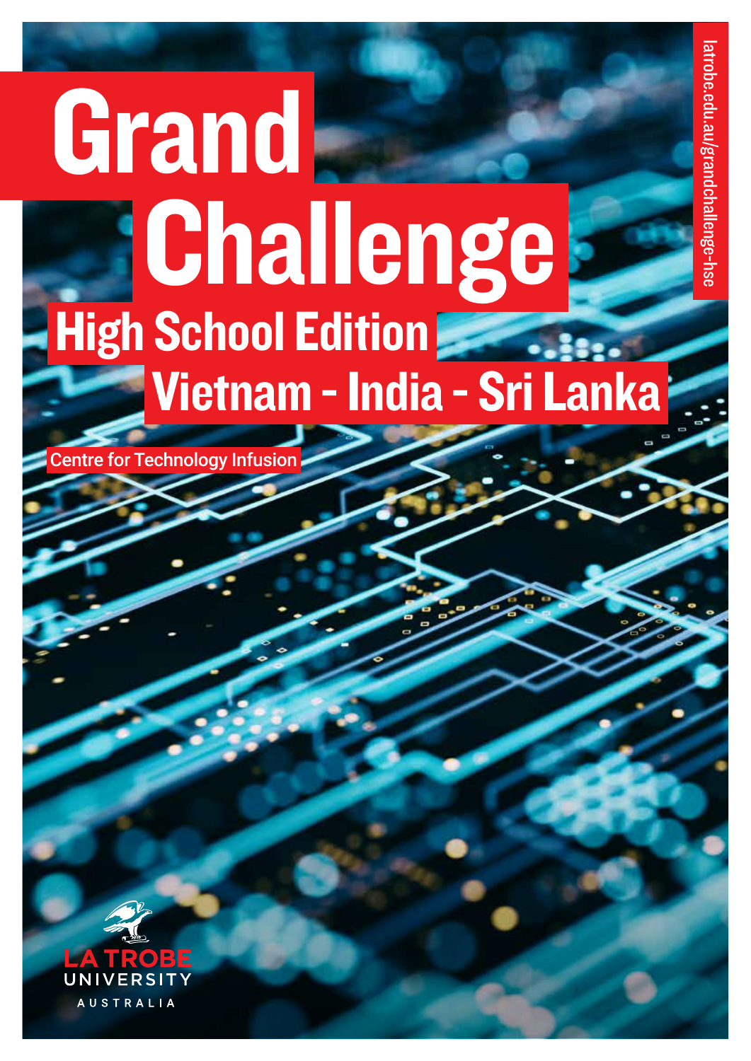# Grand Challenge

## High School Edition

## Vietnam - India - Sri Lanka

Centre for Technology Infusion

latrobe.edu.au/grandchallenge-hse

LA TROBE UNIVERSITY AUSTRALIA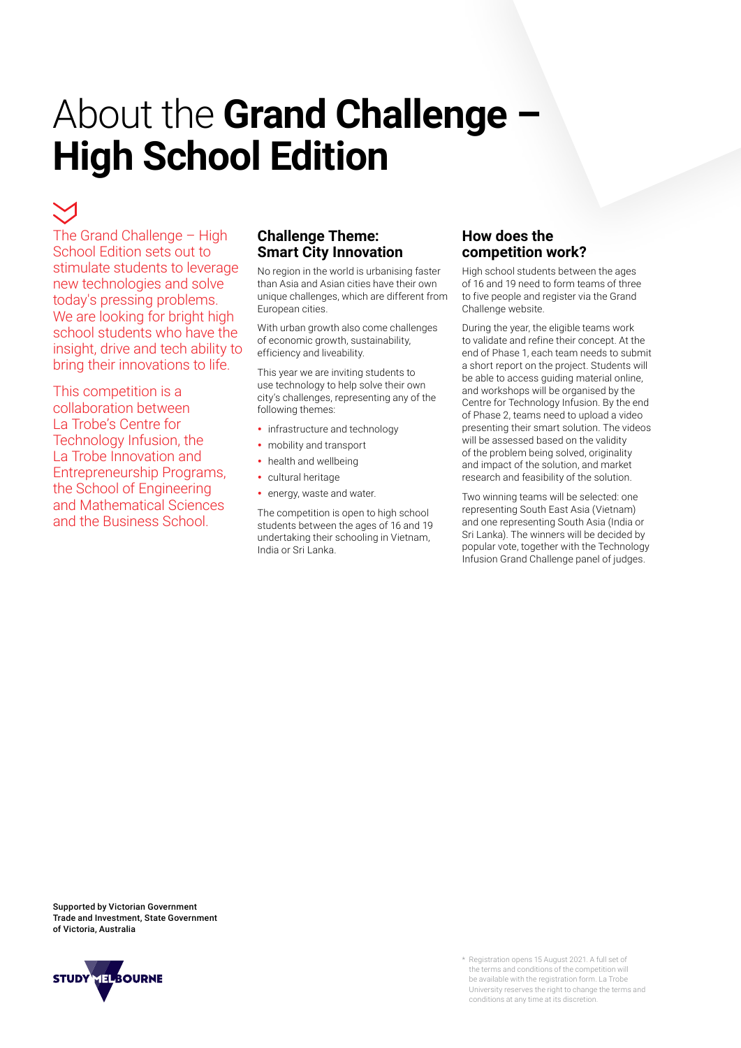# About the **Grand Challenge – High School Edition**

The Grand Challenge – High School Edition sets out to stimulate students to leverage new technologies and solve today's pressing problems. We are looking for bright high school students who have the insight, drive and tech ability to bring their innovations to life.

This competition is a collaboration between La Trobe's Centre for Technology Infusion, the La Trobe Innovation and Entrepreneurship Programs, the School of Engineering and Mathematical Sciences and the Business School.

## Challenge Theme: Smart City Innovation

No region in the world is urbanising faster than Asia and Asian cities have their own unique challenges, which are different from European cities.

With urban growth also come challenges of economic growth, sustainability, efficiency and liveability.

This year we are inviting students to use technology to help solve their own city's challenges, representing any of the following themes:

- infrastructure and technology
- mobility and transport
- health and wellbeing
- cultural heritage
- energy, waste and water.

The competition is open to high school students between the ages of 16 and 19 undertaking their schooling in Vietnam, India or Sri Lanka.

## How does the competition work?

High school students between the ages of 16 and 19 need to form teams of three to five people and register via the Grand Challenge website.

During the year, the eligible teams work to validate and refine their concept. At the end of Phase 1, each team needs to submit a short report on the project. Students will be able to access guiding material online, and workshops will be organised by the Centre for Technology Infusion. By the end of Phase 2, teams need to upload a video presenting their smart solution. The videos will be assessed based on the validity of the problem being solved, originality and impact of the solution, and market research and feasibility of the solution.

Two winning teams will be selected: one representing South East Asia (Vietnam) and one representing South Asia (India or Sri Lanka). The winners will be decided by popular vote, together with the Technology Infusion Grand Challenge panel of judges.

**Supported by Victorian Government Trade and Investment, State Government of Victoria, Australia**

STUDY MELBOURNE

* Registration opens 15 August 2021. A full set of the terms and conditions of the competition will be available with the registration form. La Trobe University reserves the right to change the terms and conditions at any time at its discretion.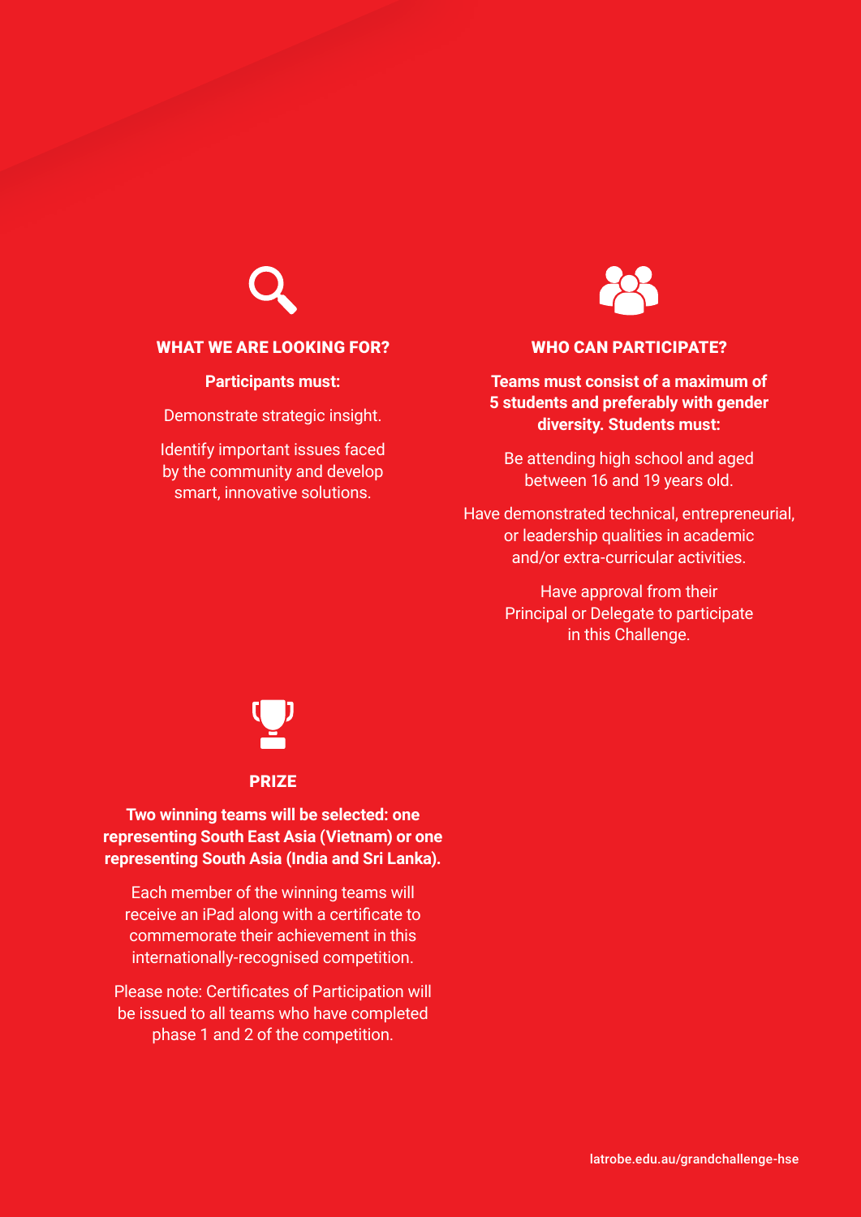## WHAT WE ARE LOOKING FOR?

**Participants must:**

Demonstrate strategic insight.

Identify important issues faced by the community and develop smart, innovative solutions.

## WHO CAN PARTICIPATE?

**Teams must consist of a maximum of 5 students and preferably with gender diversity. Students must:**

Be attending high school and aged between 16 and 19 years old.

Have demonstrated technical, entrepreneurial, or leadership qualities in academic and/or extra-curricular activities.

Have approval from their Principal or Delegate to participate in this Challenge.

## PRIZE

**Two winning teams will be selected: one representing South East Asia (Vietnam) or one representing South Asia (India and Sri Lanka).**

Each member of the winning teams will receive an iPad along with a certificate to commemorate their achievement in this internationally-recognised competition.

Please note: Certificates of Participation will be issued to all teams who have completed phase 1 and 2 of the competition.

latrobe.edu.au/grandchallenge-hse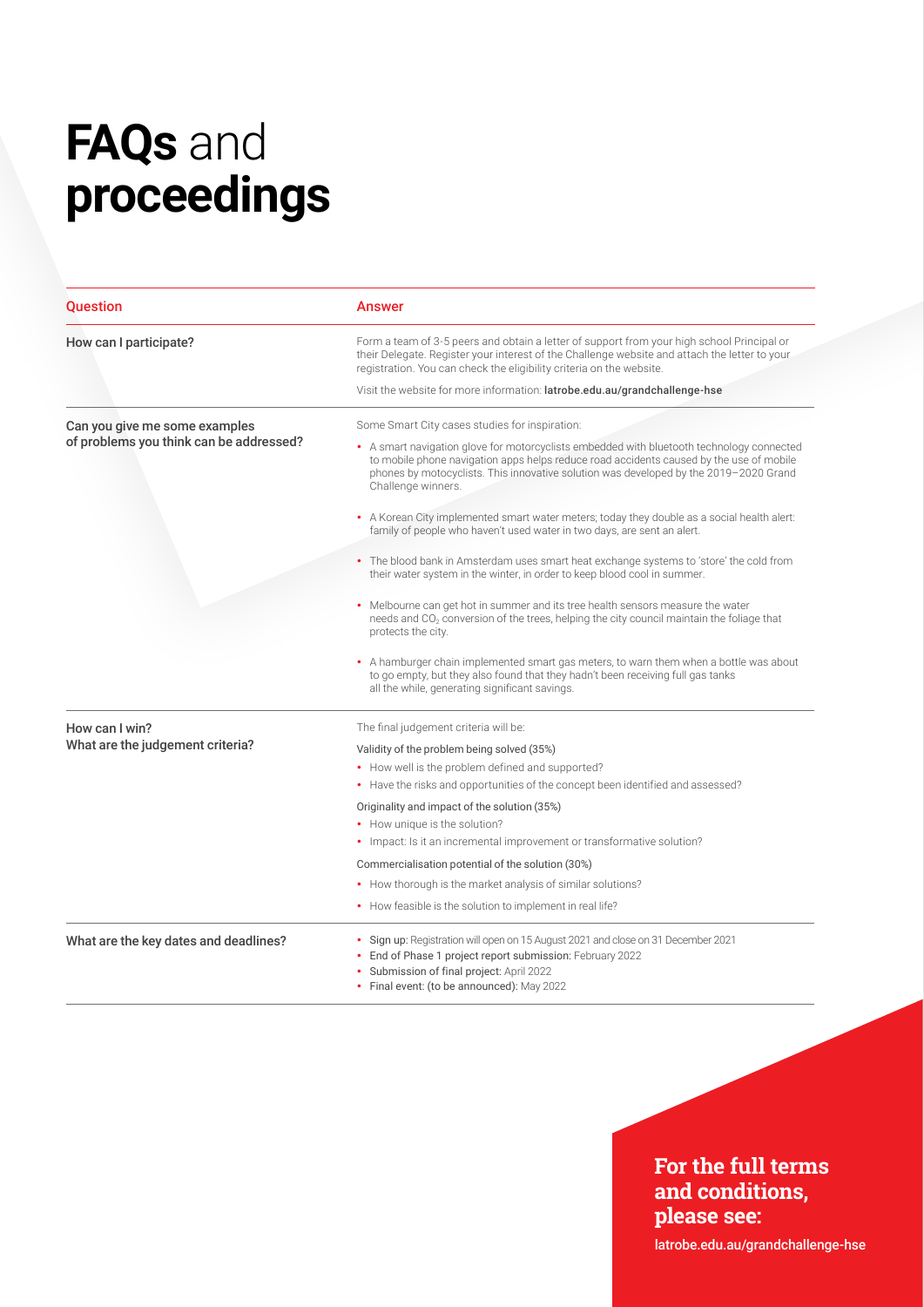# **FAQs** and **proceedings**

| Question | Answer |
| --- | --- |
| How can I participate? | Form a team of 3-5 peers and obtain a letter of support from your high school Principal or their Delegate. Register your interest of the Challenge website and attach the letter to your registration. You can check the eligibility criteria on the website.<br><br>Visit the website for more information: **latrobe.edu.au/grandchallenge-hse** |
| Can you give me some examples of problems you think can be addressed? | Some Smart City cases studies for inspiration:<br><br>• A smart navigation glove for motorcyclists embedded with bluetooth technology connected to mobile phone navigation apps helps reduce road accidents caused by the use of mobile phones by motocyclists. This innovative solution was developed by the 2019–2020 Grand Challenge winners.<br><br>• A Korean City implemented smart water meters; today they double as a social health alert: family of people who haven't used water in two days, are sent an alert.<br><br>• The blood bank in Amsterdam uses smart heat exchange systems to 'store' the cold from their water system in the winter, in order to keep blood cool in summer.<br><br>• Melbourne can get hot in summer and its tree health sensors measure the water needs and $CO_2$ conversion of the trees, helping the city council maintain the foliage that protects the city.<br><br>• A hamburger chain implemented smart gas meters, to warn them when a bottle was about to go empty, but they also found that they hadn't been receiving full gas tanks all the while, generating significant savings. |
| How can I win?<br>What are the judgement criteria? | The final judgement criteria will be:<br><br>Validity of the problem being solved (35%)<br>• How well is the problem defined and supported?<br>• Have the risks and opportunities of the concept been identified and assessed?<br><br>Originality and impact of the solution (35%)<br>• How unique is the solution?<br>• Impact: Is it an incremental improvement or transformative solution?<br><br>Commercialisation potential of the solution (30%)<br>• How thorough is the market analysis of similar solutions?<br>• How feasible is the solution to implement in real life? |
| What are the key dates and deadlines? | • Sign up: Registration will open on 15 August 2021 and close on 31 December 2021<br>• End of Phase 1 project report submission: February 2022<br>• Submission of final project: April 2022<br>• Final event: (to be announced): May 2022 |

**For the full terms and conditions, please see:**

latrobe.edu.au/grandchallenge-hse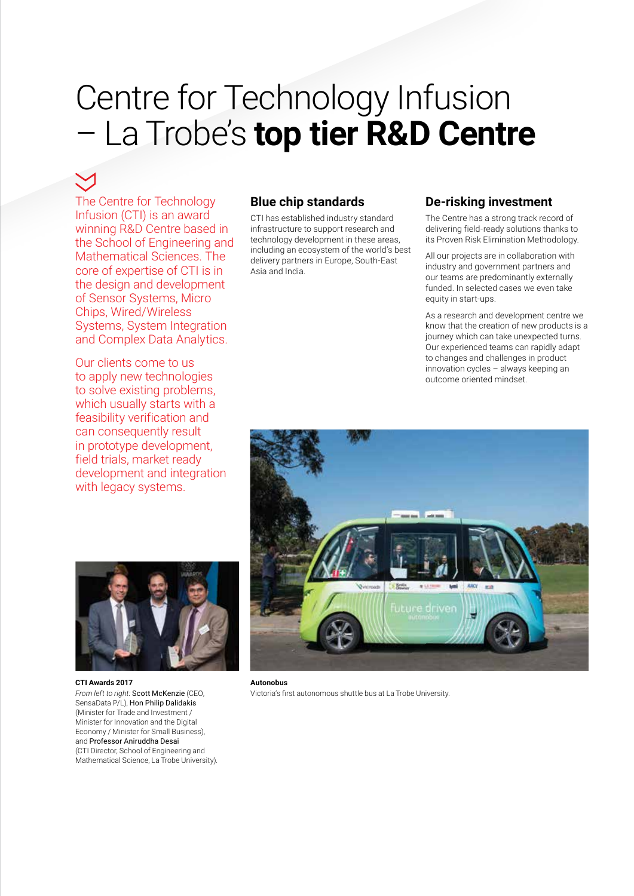# Centre for Technology Infusion – La Trobe's **top tier R&D Centre**

The Centre for Technology Infusion (CTI) is an award winning R&D Centre based in the School of Engineering and Mathematical Sciences. The core of expertise of CTI is in the design and development of Sensor Systems, Micro Chips, Wired/Wireless Systems, System Integration and Complex Data Analytics.

Our clients come to us to apply new technologies to solve existing problems, which usually starts with a feasibility verification and can consequently result in prototype development, field trials, market ready development and integration with legacy systems.

## Blue chip standards

CTI has established industry standard infrastructure to support research and technology development in these areas, including an ecosystem of the world's best delivery partners in Europe, South-East Asia and India.

## De-risking investment

The Centre has a strong track record of delivering field-ready solutions thanks to its Proven Risk Elimination Methodology.

All our projects are in collaboration with industry and government partners and our teams are predominantly externally funded. In selected cases we even take equity in start-ups.

As a research and development centre we know that the creation of new products is a journey which can take unexpected turns. Our experienced teams can rapidly adapt to changes and challenges in product innovation cycles – always keeping an outcome oriented mindset.

**CTI Awards 2017**
*From left to right:* Scott McKenzie (CEO, SensaData P/L), Hon Philip Dalidakis (Minister for Trade and Investment / Minister for Innovation and the Digital Economy / Minister for Small Business), and Professor Aniruddha Desai (CTI Director, School of Engineering and Mathematical Science, La Trobe University).

**Autonobus**
Victoria's first autonomous shuttle bus at La Trobe University.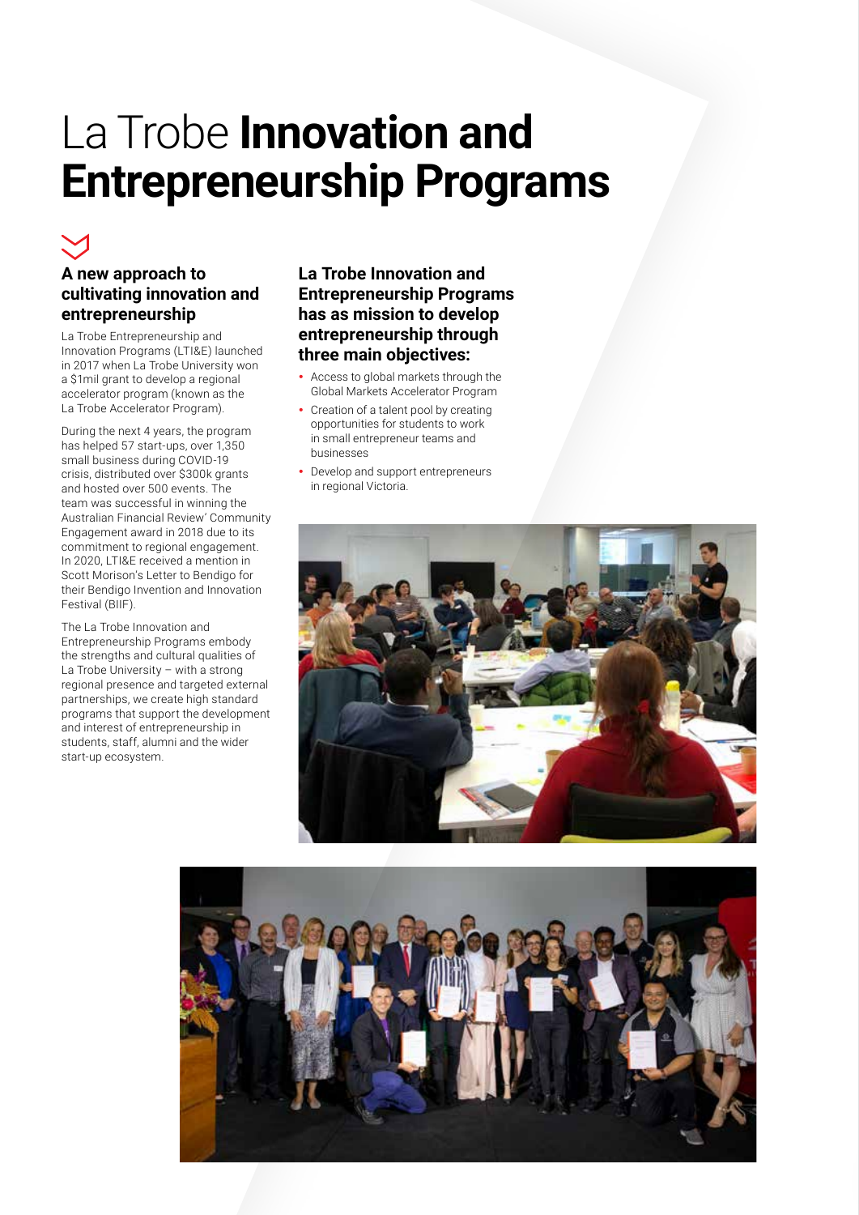# La Trobe **Innovation and Entrepreneurship Programs**

### A new approach to cultivating innovation and entrepreneurship

La Trobe Entrepreneurship and Innovation Programs (LTI&E) launched in 2017 when La Trobe University won a $1mil grant to develop a regional accelerator program (known as the La Trobe Accelerator Program).

During the next 4 years, the program has helped 57 start-ups, over 1,350 small business during COVID-19 crisis, distributed over $300k grants and hosted over 500 events. The team was successful in winning the Australian Financial Review' Community Engagement award in 2018 due to its commitment to regional engagement. In 2020, LTI&E received a mention in Scott Morison's Letter to Bendigo for their Bendigo Invention and Innovation Festival (BIIF).

The La Trobe Innovation and Entrepreneurship Programs embody the strengths and cultural qualities of La Trobe University – with a strong regional presence and targeted external partnerships, we create high standard programs that support the development and interest of entrepreneurship in students, staff, alumni and the wider start-up ecosystem.

### La Trobe Innovation and Entrepreneurship Programs has as mission to develop entrepreneurship through three main objectives:

- Access to global markets through the Global Markets Accelerator Program
- Creation of a talent pool by creating opportunities for students to work in small entrepreneur teams and businesses
- Develop and support entrepreneurs in regional Victoria.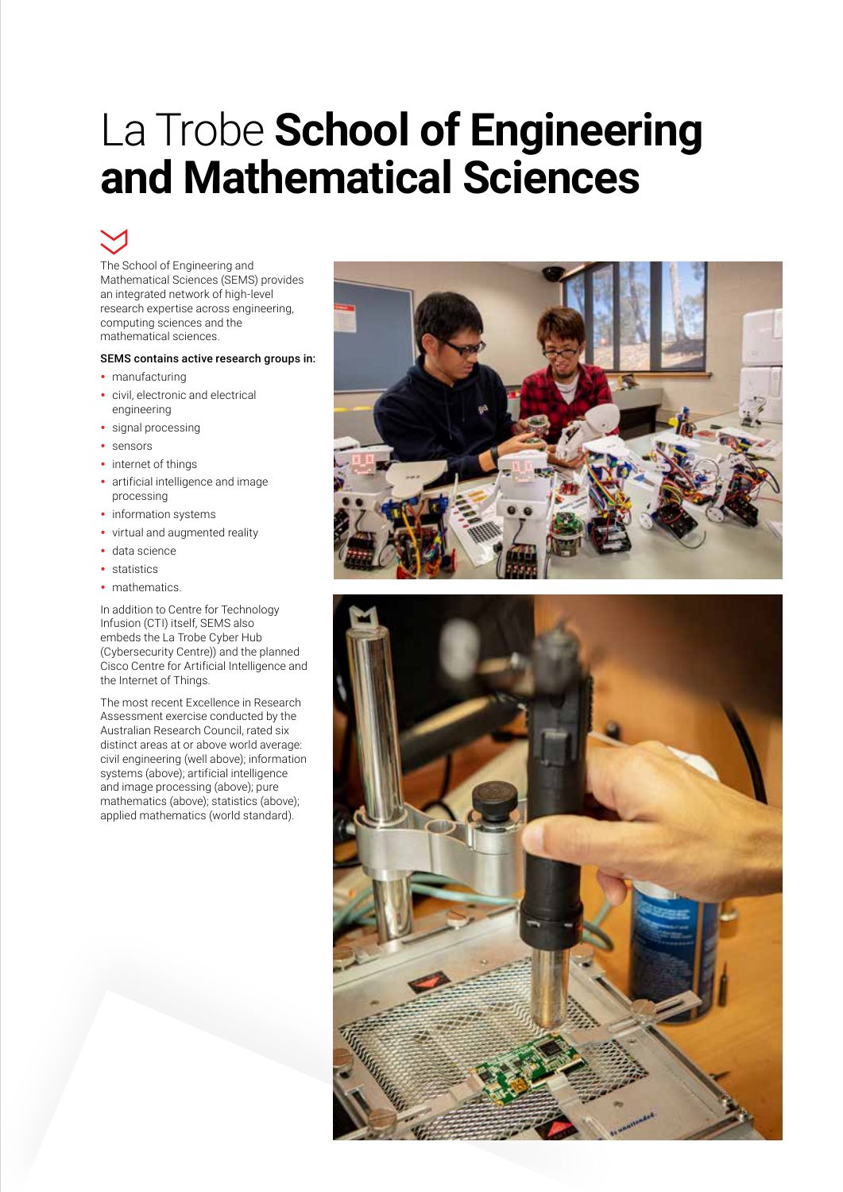# La Trobe **School of Engineering and Mathematical Sciences**

The School of Engineering and Mathematical Sciences (SEMS) provides an integrated network of high-level research expertise across engineering, computing sciences and the mathematical sciences.

**SEMS contains active research groups in:**

- manufacturing
- civil, electronic and electrical engineering
- signal processing
- sensors
- internet of things
- artificial intelligence and image processing
- information systems
- virtual and augmented reality
- data science
- statistics
- mathematics.

In addition to Centre for Technology Infusion (CTI) itself, SEMS also embeds the La Trobe Cyber Hub (Cybersecurity Centre)) and the planned Cisco Centre for Artificial Intelligence and the Internet of Things.

The most recent Excellence in Research Assessment exercise conducted by the Australian Research Council, rated six distinct areas at or above world average: civil engineering (well above); information systems (above); artificial intelligence and image processing (above); pure mathematics (above); statistics (above); applied mathematics (world standard).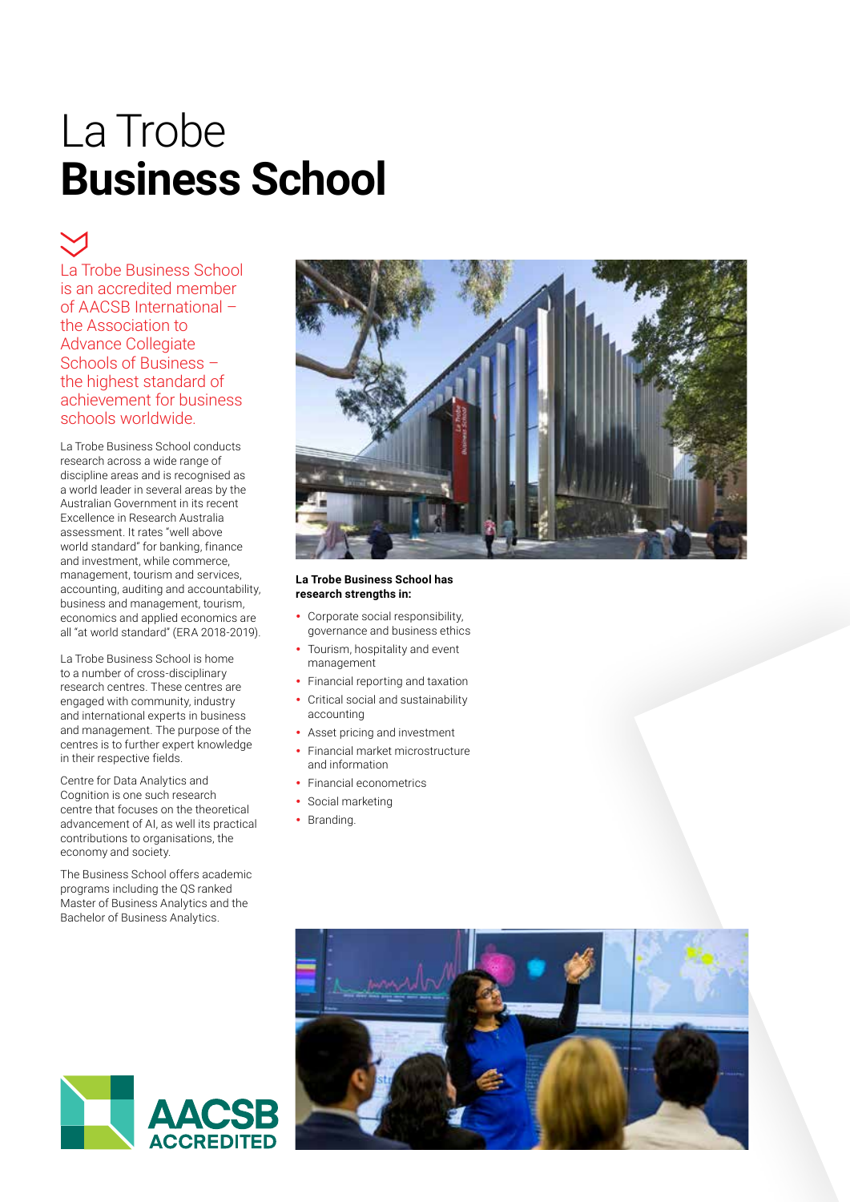# La Trobe **Business School**

La Trobe Business School is an accredited member of AACSB International – the Association to Advance Collegiate Schools of Business – the highest standard of achievement for business schools worldwide.

La Trobe Business School conducts research across a wide range of discipline areas and is recognised as a world leader in several areas by the Australian Government in its recent Excellence in Research Australia assessment. It rates "well above world standard" for banking, finance and investment, while commerce, management, tourism and services, accounting, auditing and accountability, business and management, tourism, economics and applied economics are all "at world standard" (ERA 2018-2019).

La Trobe Business School is home to a number of cross-disciplinary research centres. These centres are engaged with community, industry and international experts in business and management. The purpose of the centres is to further expert knowledge in their respective fields.

Centre for Data Analytics and Cognition is one such research centre that focuses on the theoretical advancement of AI, as well its practical contributions to organisations, the economy and society.

The Business School offers academic programs including the QS ranked Master of Business Analytics and the Bachelor of Business Analytics.

**La Trobe Business School has research strengths in:**

- Corporate social responsibility, governance and business ethics
- Tourism, hospitality and event management
- Financial reporting and taxation
- Critical social and sustainability accounting
- Asset pricing and investment
- Financial market microstructure and information
- Financial econometrics
- Social marketing
- Branding.

AACSB ACCREDITED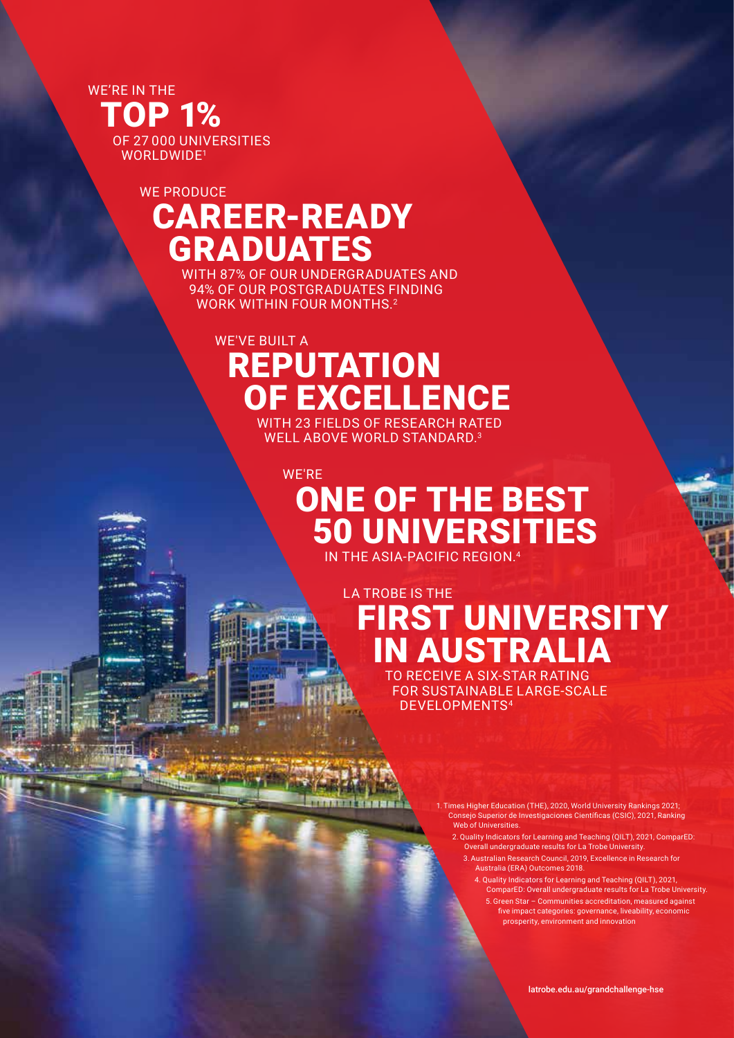WE'RE IN THE

## TOP 1%

OF 27 000 UNIVERSITIES WORLDWIDE[1]

WE PRODUCE

## CAREER-READY GRADUATES

WITH 87% OF OUR UNDERGRADUATES AND 94% OF OUR POSTGRADUATES FINDING WORK WITHIN FOUR MONTHS.[2]

WE'VE BUILT A

## REPUTATION OF EXCELLENCE

WITH 23 FIELDS OF RESEARCH RATED WELL ABOVE WORLD STANDARD.[3]

WE'RE

## ONE OF THE BEST 50 UNIVERSITIES

IN THE ASIA-PACIFIC REGION.[4]

LA TROBE IS THE

## FIRST UNIVERSITY IN AUSTRALIA

TO RECEIVE A SIX-STAR RATING FOR SUSTAINABLE LARGE-SCALE DEVELOPMENTS[4]

1. Times Higher Education (THE), 2020, World University Rankings 2021; Consejo Superior de Investigaciones Científicas (CSIC), 2021, Ranking Web of Universities.
2. Quality Indicators for Learning and Teaching (QILT), 2021, ComparED: Overall undergraduate results for La Trobe University.
3. Australian Research Council, 2019, Excellence in Research for Australia (ERA) Outcomes 2018.
4. Quality Indicators for Learning and Teaching (QILT), 2021, ComparED: Overall undergraduate results for La Trobe University.
5. Green Star – Communities accreditation, measured against five impact categories: governance, liveability, economic prosperity, environment and innovation

latrobe.edu.au/grandchallenge-hse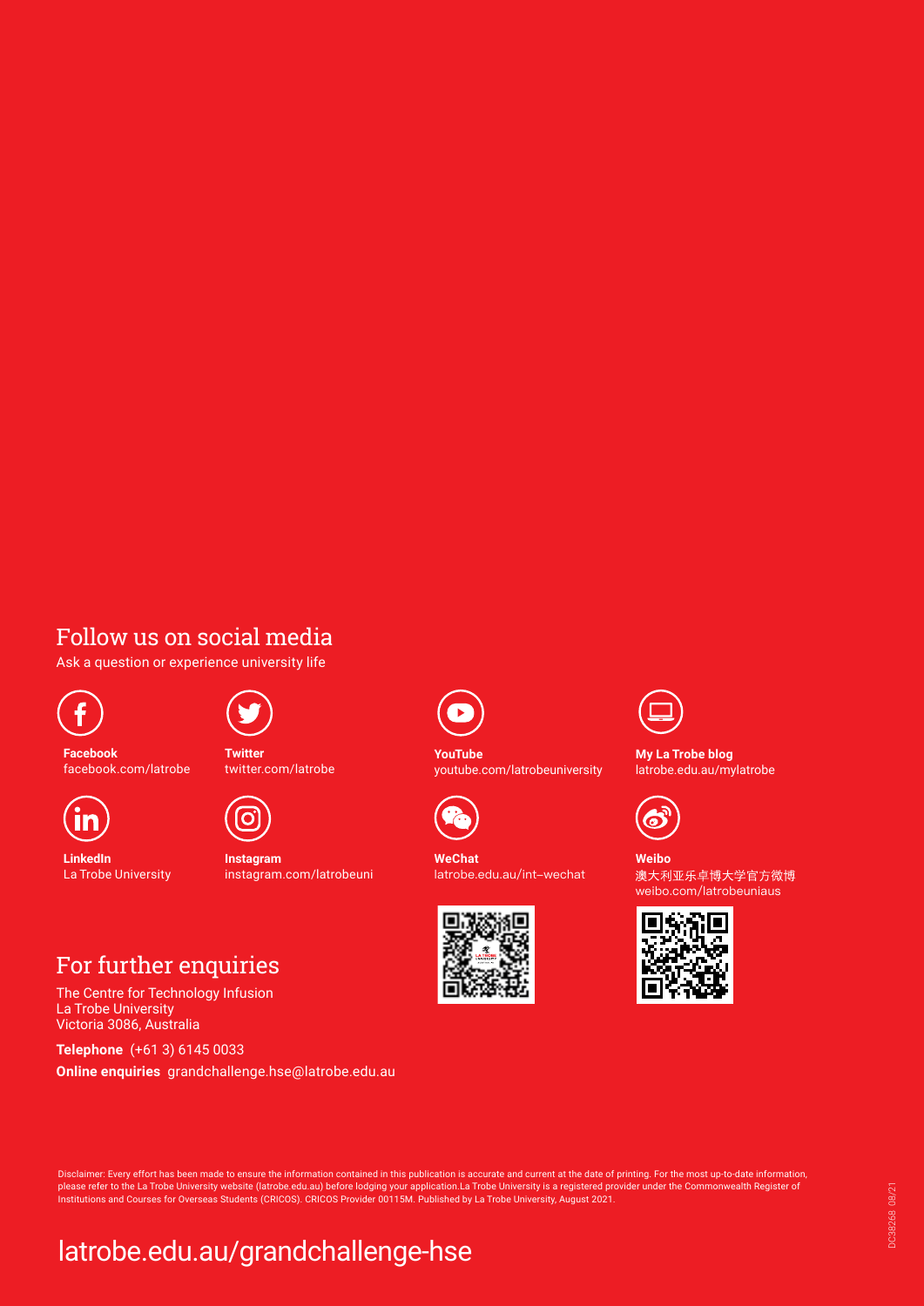## Follow us on social media

Ask a question or experience university life

**Facebook**
facebook.com/latrobe

**Twitter**
twitter.com/latrobe

**LinkedIn**
La Trobe University

**Instagram**
instagram.com/latrobeuni

**YouTube**
youtube.com/latrobeuniversity

**WeChat**
latrobe.edu.au/int–wechat

**My La Trobe blog**
latrobe.edu.au/mylatrobe

**Weibo**
澳大利亚乐卓博大学官方微博
weibo.com/latrobeuniaus

## For further enquiries

The Centre for Technology Infusion
La Trobe University
Victoria 3086, Australia

**Telephone** (+61 3) 6145 0033

**Online enquiries** grandchallenge.hse@latrobe.edu.au

Disclaimer: Every effort has been made to ensure the information contained in this publication is accurate and current at the date of printing. For the most up-to-date information, please refer to the La Trobe University website (latrobe.edu.au) before lodging your application.La Trobe University is a registered provider under the Commonwealth Register of Institutions and Courses for Overseas Students (CRICOS). CRICOS Provider 00115M. Published by La Trobe University, August 2021.

latrobe.edu.au/grandchallenge-hse

DC38268 08/21